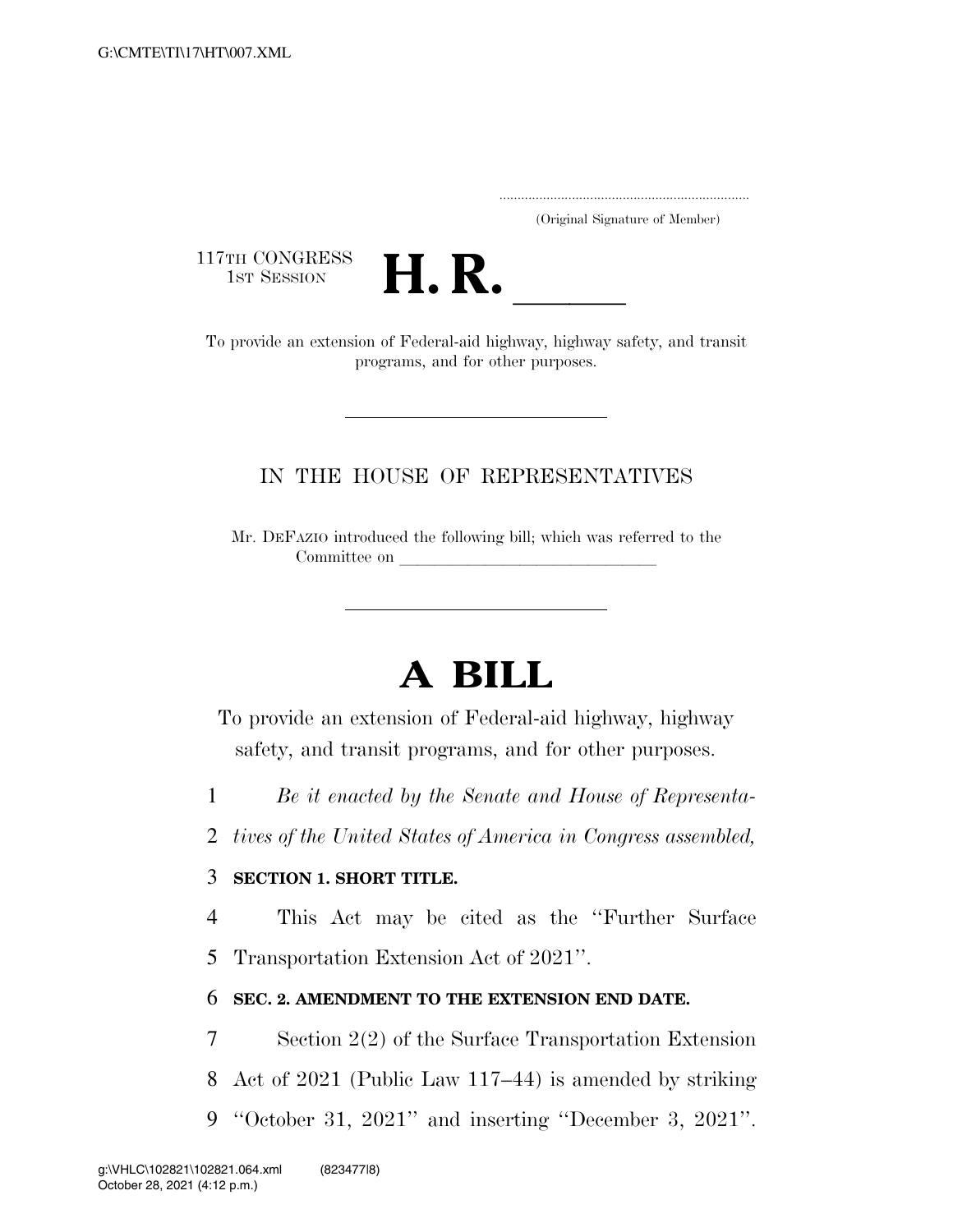.....................................................................

(Original Signature of Member)

117TH CONGRESS
1ST SESSION

# H. R. \_\_\_\_\_\_

To provide an extension of Federal-aid highway, highway safety, and transit programs, and for other purposes.

---

IN THE HOUSE OF REPRESENTATIVES

Mr. DEFAZIO introduced the following bill; which was referred to the Committee on \_\_\_\_\_\_\_\_\_\_\_\_\_\_\_\_\_\_\_\_\_\_\_\_\_\_\_\_\_\_

---

# A BILL

To provide an extension of Federal-aid highway, highway safety, and transit programs, and for other purposes.

1 *Be it enacted by the Senate and House of Representa-*
2 *tives of the United States of America in Congress assembled,*

3 **SECTION 1. SHORT TITLE.**

4 This Act may be cited as the ''Further Surface
5 Transportation Extension Act of 2021''.

6 **SEC. 2. AMENDMENT TO THE EXTENSION END DATE.**

7 Section 2(2) of the Surface Transportation Extension
8 Act of 2021 (Public Law 117–44) is amended by striking
9 ''October 31, 2021'' and inserting ''December 3, 2021''.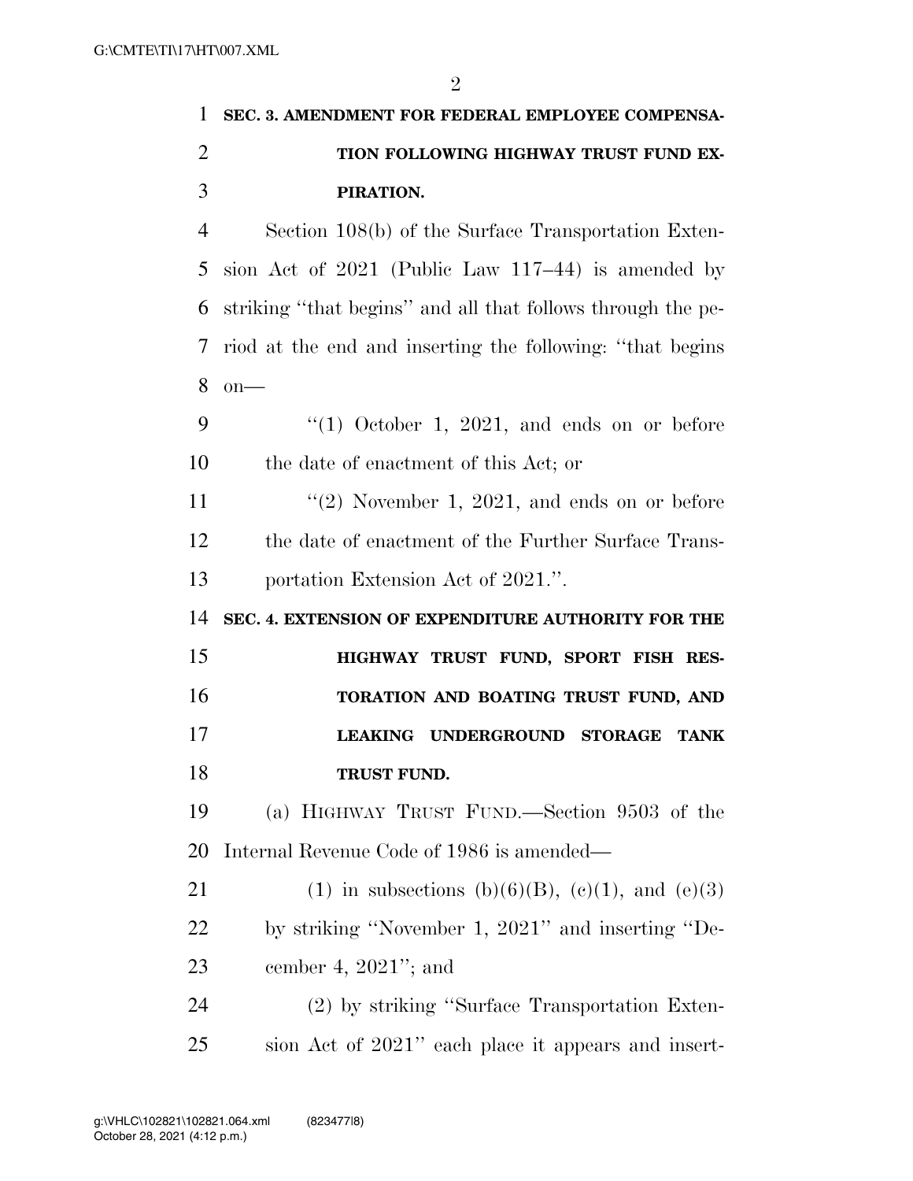**SEC. 3. AMENDMENT FOR FEDERAL EMPLOYEE COMPENSATION FOLLOWING HIGHWAY TRUST FUND EXPIRATION.**

Section 108(b) of the Surface Transportation Extension Act of 2021 (Public Law 117–44) is amended by striking ''that begins'' and all that follows through the period at the end and inserting the following: ''that begins on—

''(1) October 1, 2021, and ends on or before the date of enactment of this Act; or

''(2) November 1, 2021, and ends on or before the date of enactment of the Further Surface Transportation Extension Act of 2021.''.

**SEC. 4. EXTENSION OF EXPENDITURE AUTHORITY FOR THE HIGHWAY TRUST FUND, SPORT FISH RESTORATION AND BOATING TRUST FUND, AND LEAKING UNDERGROUND STORAGE TANK TRUST FUND.**

(a) HIGHWAY TRUST FUND.—Section 9503 of the Internal Revenue Code of 1986 is amended—

(1) in subsections (b)(6)(B), (c)(1), and (e)(3) by striking ''November 1, 2021'' and inserting ''December 4, 2021''; and

(2) by striking ''Surface Transportation Extension Act of 2021'' each place it appears and insert-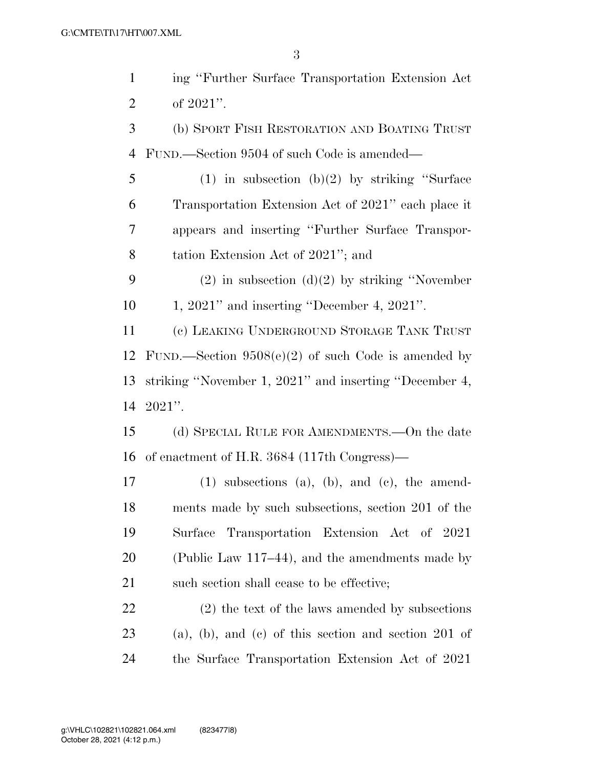ing "Further Surface Transportation Extension Act of 2021".

(b) SPORT FISH RESTORATION AND BOATING TRUST FUND.—Section 9504 of such Code is amended—

(1) in subsection (b)(2) by striking "Surface Transportation Extension Act of 2021" each place it appears and inserting "Further Surface Transportation Extension Act of 2021"; and

(2) in subsection (d)(2) by striking "November 1, 2021" and inserting "December 4, 2021".

(c) LEAKING UNDERGROUND STORAGE TANK TRUST FUND.—Section 9508(e)(2) of such Code is amended by striking "November 1, 2021" and inserting "December 4, 2021".

(d) SPECIAL RULE FOR AMENDMENTS.—On the date of enactment of H.R. 3684 (117th Congress)—

(1) subsections (a), (b), and (c), the amendments made by such subsections, section 201 of the Surface Transportation Extension Act of 2021 (Public Law 117–44), and the amendments made by such section shall cease to be effective;

(2) the text of the laws amended by subsections (a), (b), and (c) of this section and section 201 of the Surface Transportation Extension Act of 2021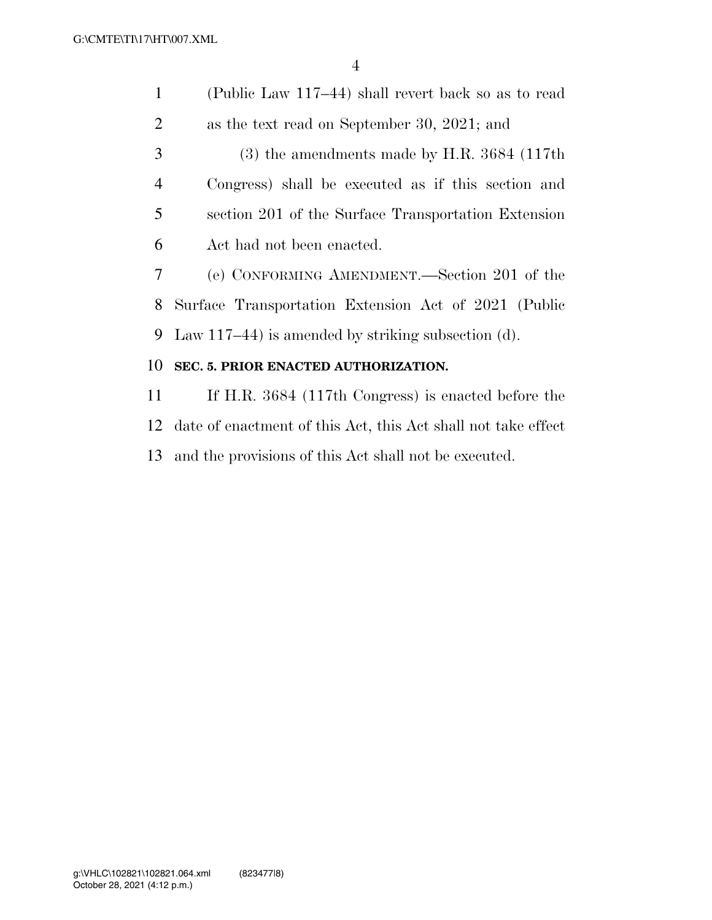(Public Law 117–44) shall revert back so as to read as the text read on September 30, 2021; and

(3) the amendments made by H.R. 3684 (117th Congress) shall be executed as if this section and section 201 of the Surface Transportation Extension Act had not been enacted.

(e) CONFORMING AMENDMENT.—Section 201 of the Surface Transportation Extension Act of 2021 (Public Law 117–44) is amended by striking subsection (d).

## SEC. 5. PRIOR ENACTED AUTHORIZATION.

If H.R. 3684 (117th Congress) is enacted before the date of enactment of this Act, this Act shall not take effect and the provisions of this Act shall not be executed.